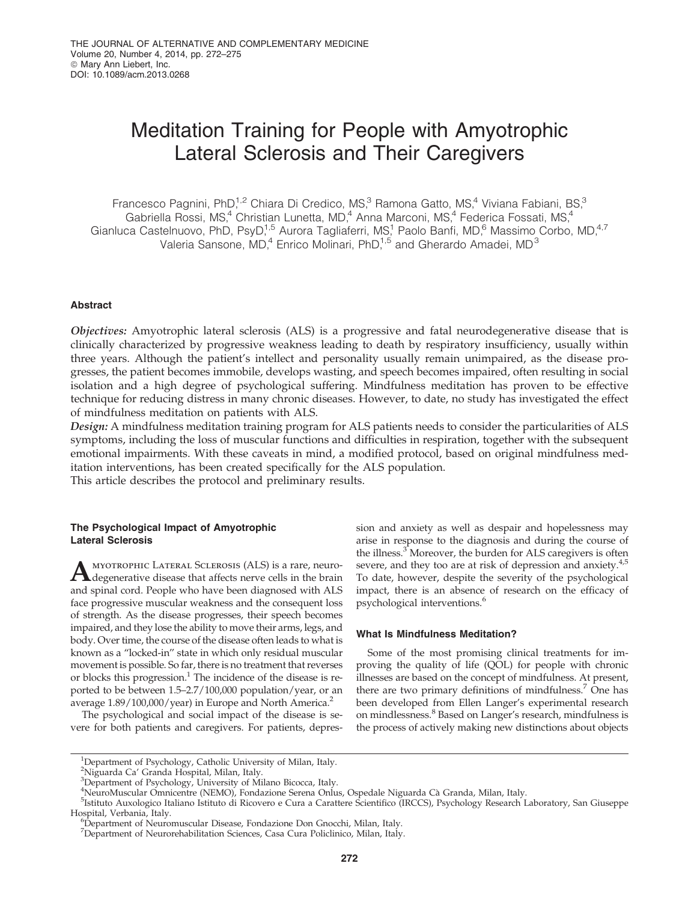# Meditation Training for People with Amyotrophic Lateral Sclerosis and Their Caregivers

Francesco Pagnini, PhD,[1,2] Chiara Di Credico, MS,[3] Ramona Gatto, MS,[4] Viviana Fabiani, BS,[3] Gabriella Rossi, MS,[4] Christian Lunetta, MD,[4] Anna Marconi, MS,[4] Federica Fossati, MS,[4] Gianluca Castelnuovo, PhD, PsyD,[1,5] Aurora Tagliaferri, MS,[1] Paolo Banfi, MD,[6] Massimo Corbo, MD,[4,7] Valeria Sansone, MD,[4] Enrico Molinari, PhD,[1,5] and Gherardo Amadei, MD[3]

## Abstract

***Objectives:*** Amyotrophic lateral sclerosis (ALS) is a progressive and fatal neurodegenerative disease that is clinically characterized by progressive weakness leading to death by respiratory insufficiency, usually within three years. Although the patient's intellect and personality usually remain unimpaired, as the disease progresses, the patient becomes immobile, develops wasting, and speech becomes impaired, often resulting in social isolation and a high degree of psychological suffering. Mindfulness meditation has proven to be effective technique for reducing distress in many chronic diseases. However, to date, no study has investigated the effect of mindfulness meditation on patients with ALS.

***Design:*** A mindfulness meditation training program for ALS patients needs to consider the particularities of ALS symptoms, including the loss of muscular functions and difficulties in respiration, together with the subsequent emotional impairments. With these caveats in mind, a modified protocol, based on original mindfulness meditation interventions, has been created specifically for the ALS population.

This article describes the protocol and preliminary results.

### The Psychological Impact of Amyotrophic Lateral Sclerosis

Amyotrophic Lateral Sclerosis (ALS) is a rare, neurodegenerative disease that affects nerve cells in the brain and spinal cord. People who have been diagnosed with ALS face progressive muscular weakness and the consequent loss of strength. As the disease progresses, their speech becomes impaired, and they lose the ability to move their arms, legs, and body. Over time, the course of the disease often leads to what is known as a "locked-in" state in which only residual muscular movement is possible. So far, there is no treatment that reverses or blocks this progression.[1] The incidence of the disease is reported to be between 1.5–2.7/100,000 population/year, or an average 1.89/100,000/year) in Europe and North America.[2]

The psychological and social impact of the disease is severe for both patients and caregivers. For patients, depression and anxiety as well as despair and hopelessness may arise in response to the diagnosis and during the course of the illness.[3] Moreover, the burden for ALS caregivers is often severe, and they too are at risk of depression and anxiety.[4,5] To date, however, despite the severity of the psychological impact, there is an absence of research on the efficacy of psychological interventions.[6]

### What Is Mindfulness Meditation?

Some of the most promising clinical treatments for improving the quality of life (QOL) for people with chronic illnesses are based on the concept of mindfulness. At present, there are two primary definitions of mindfulness.[7] One has been developed from Ellen Langer's experimental research on mindlessness.[8] Based on Langer's research, mindfulness is the process of actively making new distinctions about objects

---

[1]Department of Psychology, Catholic University of Milan, Italy.
[2]Niguarda Ca' Granda Hospital, Milan, Italy.
[3]Department of Psychology, University of Milano Bicocca, Italy.
[4]NeuroMuscular Omnicentre (NEMO), Fondazione Serena Onlus, Ospedale Niguarda Cà Granda, Milan, Italy.
[5]Istituto Auxologico Italiano Istituto di Ricovero e Cura a Carattere Scientifico (IRCCS), Psychology Research Laboratory, San Giuseppe Hospital, Verbania, Italy.
[6]Department of Neuromuscular Disease, Fondazione Don Gnocchi, Milan, Italy.
[7]Department of Neurorehabilitation Sciences, Casa Cura Policlinico, Milan, Italy.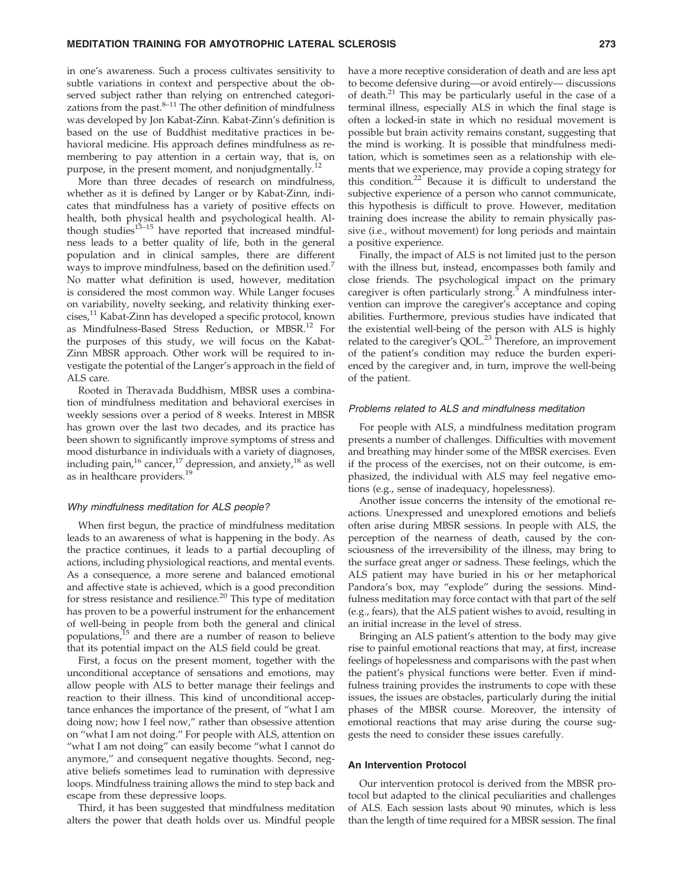in one's awareness. Such a process cultivates sensitivity to subtle variations in context and perspective about the observed subject rather than relying on entrenched categorizations from the past.[8–11] The other definition of mindfulness was developed by Jon Kabat-Zinn. Kabat-Zinn's definition is based on the use of Buddhist meditative practices in behavioral medicine. His approach defines mindfulness as remembering to pay attention in a certain way, that is, on purpose, in the present moment, and nonjudgmentally.[12]

More than three decades of research on mindfulness, whether as it is defined by Langer or by Kabat-Zinn, indicates that mindfulness has a variety of positive effects on health, both physical health and psychological health. Although studies[13–15] have reported that increased mindfulness leads to a better quality of life, both in the general population and in clinical samples, there are different ways to improve mindfulness, based on the definition used.[7] No matter what definition is used, however, meditation is considered the most common way. While Langer focuses on variability, novelty seeking, and relativity thinking exercises,[11] Kabat-Zinn has developed a specific protocol, known as Mindfulness-Based Stress Reduction, or MBSR.[12] For the purposes of this study, we will focus on the Kabat-Zinn MBSR approach. Other work will be required to investigate the potential of the Langer's approach in the field of ALS care.

Rooted in Theravada Buddhism, MBSR uses a combination of mindfulness meditation and behavioral exercises in weekly sessions over a period of 8 weeks. Interest in MBSR has grown over the last two decades, and its practice has been shown to significantly improve symptoms of stress and mood disturbance in individuals with a variety of diagnoses, including pain,[16] cancer,[17] depression, and anxiety,[18] as well as in healthcare providers.[19]

### *Why mindfulness meditation for ALS people?*

When first begun, the practice of mindfulness meditation leads to an awareness of what is happening in the body. As the practice continues, it leads to a partial decoupling of actions, including physiological reactions, and mental events. As a consequence, a more serene and balanced emotional and affective state is achieved, which is a good precondition for stress resistance and resilience.[20] This type of meditation has proven to be a powerful instrument for the enhancement of well-being in people from both the general and clinical populations,[15] and there are a number of reason to believe that its potential impact on the ALS field could be great.

First, a focus on the present moment, together with the unconditional acceptance of sensations and emotions, may allow people with ALS to better manage their feelings and reaction to their illness. This kind of unconditional acceptance enhances the importance of the present, of "what I am doing now; how I feel now," rather than obsessive attention on "what I am not doing." For people with ALS, attention on "what I am not doing" can easily become "what I cannot do anymore," and consequent negative thoughts. Second, negative beliefs sometimes lead to rumination with depressive loops. Mindfulness training allows the mind to step back and escape from these depressive loops.

Third, it has been suggested that mindfulness meditation alters the power that death holds over us. Mindful people have a more receptive consideration of death and are less apt to become defensive during—or avoid entirely— discussions of death.[21] This may be particularly useful in the case of a terminal illness, especially ALS in which the final stage is often a locked-in state in which no residual movement is possible but brain activity remains constant, suggesting that the mind is working. It is possible that mindfulness meditation, which is sometimes seen as a relationship with elements that we experience, may provide a coping strategy for this condition.[22] Because it is difficult to understand the subjective experience of a person who cannot communicate, this hypothesis is difficult to prove. However, meditation training does increase the ability to remain physically passive (i.e., without movement) for long periods and maintain a positive experience.

Finally, the impact of ALS is not limited just to the person with the illness but, instead, encompasses both family and close friends. The psychological impact on the primary caregiver is often particularly strong.[5] A mindfulness intervention can improve the caregiver's acceptance and coping abilities. Furthermore, previous studies have indicated that the existential well-being of the person with ALS is highly related to the caregiver's QOL.[23] Therefore, an improvement of the patient's condition may reduce the burden experienced by the caregiver and, in turn, improve the well-being of the patient.

### *Problems related to ALS and mindfulness meditation*

For people with ALS, a mindfulness meditation program presents a number of challenges. Difficulties with movement and breathing may hinder some of the MBSR exercises. Even if the process of the exercises, not on their outcome, is emphasized, the individual with ALS may feel negative emotions (e.g., sense of inadequacy, hopelessness).

Another issue concerns the intensity of the emotional reactions. Unexpressed and unexplored emotions and beliefs often arise during MBSR sessions. In people with ALS, the perception of the nearness of death, caused by the consciousness of the irreversibility of the illness, may bring to the surface great anger or sadness. These feelings, which the ALS patient may have buried in his or her metaphorical Pandora's box, may "explode" during the sessions. Mindfulness meditation may force contact with that part of the self (e.g., fears), that the ALS patient wishes to avoid, resulting in an initial increase in the level of stress.

Bringing an ALS patient's attention to the body may give rise to painful emotional reactions that may, at first, increase feelings of hopelessness and comparisons with the past when the patient's physical functions were better. Even if mindfulness training provides the instruments to cope with these issues, the issues are obstacles, particularly during the initial phases of the MBSR course. Moreover, the intensity of emotional reactions that may arise during the course suggests the need to consider these issues carefully.

## An Intervention Protocol

Our intervention protocol is derived from the MBSR protocol but adapted to the clinical peculiarities and challenges of ALS. Each session lasts about 90 minutes, which is less than the length of time required for a MBSR session. The final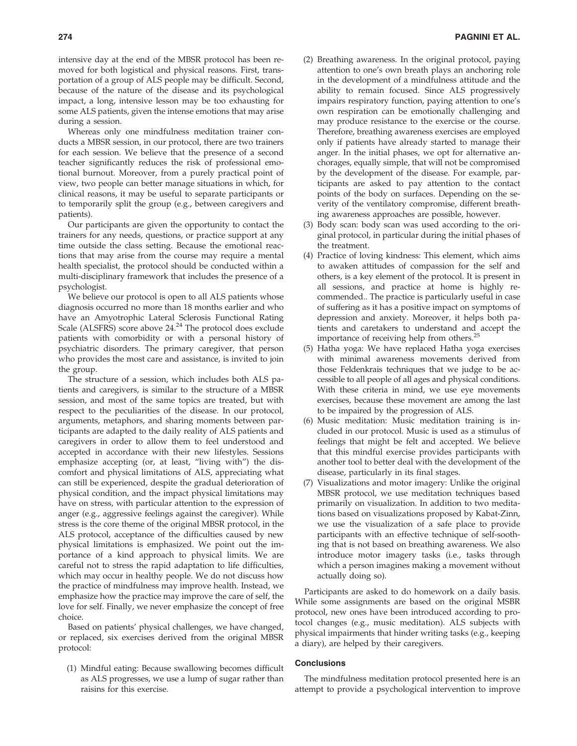intensive day at the end of the MBSR protocol has been removed for both logistical and physical reasons. First, transportation of a group of ALS people may be difficult. Second, because of the nature of the disease and its psychological impact, a long, intensive lesson may be too exhausting for some ALS patients, given the intense emotions that may arise during a session.

Whereas only one mindfulness meditation trainer conducts a MBSR session, in our protocol, there are two trainers for each session. We believe that the presence of a second teacher significantly reduces the risk of professional emotional burnout. Moreover, from a purely practical point of view, two people can better manage situations in which, for clinical reasons, it may be useful to separate participants or to temporarily split the group (e.g., between caregivers and patients).

Our participants are given the opportunity to contact the trainers for any needs, questions, or practice support at any time outside the class setting. Because the emotional reactions that may arise from the course may require a mental health specialist, the protocol should be conducted within a multi-disciplinary framework that includes the presence of a psychologist.

We believe our protocol is open to all ALS patients whose diagnosis occurred no more than 18 months earlier and who have an Amyotrophic Lateral Sclerosis Functional Rating Scale (ALSFRS) score above 24.[24] The protocol does exclude patients with comorbidity or with a personal history of psychiatric disorders. The primary caregiver, that person who provides the most care and assistance, is invited to join the group.

The structure of a session, which includes both ALS patients and caregivers, is similar to the structure of a MBSR session, and most of the same topics are treated, but with respect to the peculiarities of the disease. In our protocol, arguments, metaphors, and sharing moments between participants are adapted to the daily reality of ALS patients and caregivers in order to allow them to feel understood and accepted in accordance with their new lifestyles. Sessions emphasize accepting (or, at least, "living with") the discomfort and physical limitations of ALS, appreciating what can still be experienced, despite the gradual deterioration of physical condition, and the impact physical limitations may have on stress, with particular attention to the expression of anger (e.g., aggressive feelings against the caregiver). While stress is the core theme of the original MBSR protocol, in the ALS protocol, acceptance of the difficulties caused by new physical limitations is emphasized. We point out the importance of a kind approach to physical limits. We are careful not to stress the rapid adaptation to life difficulties, which may occur in healthy people. We do not discuss how the practice of mindfulness may improve health. Instead, we emphasize how the practice may improve the care of self, the love for self. Finally, we never emphasize the concept of free choice.

Based on patients' physical challenges, we have changed, or replaced, six exercises derived from the original MBSR protocol:

(1) Mindful eating: Because swallowing becomes difficult as ALS progresses, we use a lump of sugar rather than raisins for this exercise.
(2) Breathing awareness. In the original protocol, paying attention to one's own breath plays an anchoring role in the development of a mindfulness attitude and the ability to remain focused. Since ALS progressively impairs respiratory function, paying attention to one's own respiration can be emotionally challenging and may produce resistance to the exercise or the course. Therefore, breathing awareness exercises are employed only if patients have already started to manage their anger. In the initial phases, we opt for alternative anchorages, equally simple, that will not be compromised by the development of the disease. For example, participants are asked to pay attention to the contact points of the body on surfaces. Depending on the severity of the ventilatory compromise, different breathing awareness approaches are possible, however.
(3) Body scan: body scan was used according to the original protocol, in particular during the initial phases of the treatment.
(4) Practice of loving kindness: This element, which aims to awaken attitudes of compassion for the self and others, is a key element of the protocol. It is present in all sessions, and practice at home is highly recommended.. The practice is particularly useful in case of suffering as it has a positive impact on symptoms of depression and anxiety. Moreover, it helps both patients and caretakers to understand and accept the importance of receiving help from others.[25]
(5) Hatha yoga: We have replaced Hatha yoga exercises with minimal awareness movements derived from those Feldenkrais techniques that we judge to be accessible to all people of all ages and physical conditions. With these criteria in mind, we use eye movements exercises, because these movement are among the last to be impaired by the progression of ALS.
(6) Music meditation: Music meditation training is included in our protocol. Music is used as a stimulus of feelings that might be felt and accepted. We believe that this mindful exercise provides participants with another tool to better deal with the development of the disease, particularly in its final stages.
(7) Visualizations and motor imagery: Unlike the original MBSR protocol, we use meditation techniques based primarily on visualization. In addition to two meditations based on visualizations proposed by Kabat-Zinn, we use the visualization of a safe place to provide participants with an effective technique of self-soothing that is not based on breathing awareness. We also introduce motor imagery tasks (i.e., tasks through which a person imagines making a movement without actually doing so).

Participants are asked to do homework on a daily basis. While some assignments are based on the original MSBR protocol, new ones have been introduced according to protocol changes (e.g., music meditation). ALS subjects with physical impairments that hinder writing tasks (e.g., keeping a diary), are helped by their caregivers.

## Conclusions

The mindfulness meditation protocol presented here is an attempt to provide a psychological intervention to improve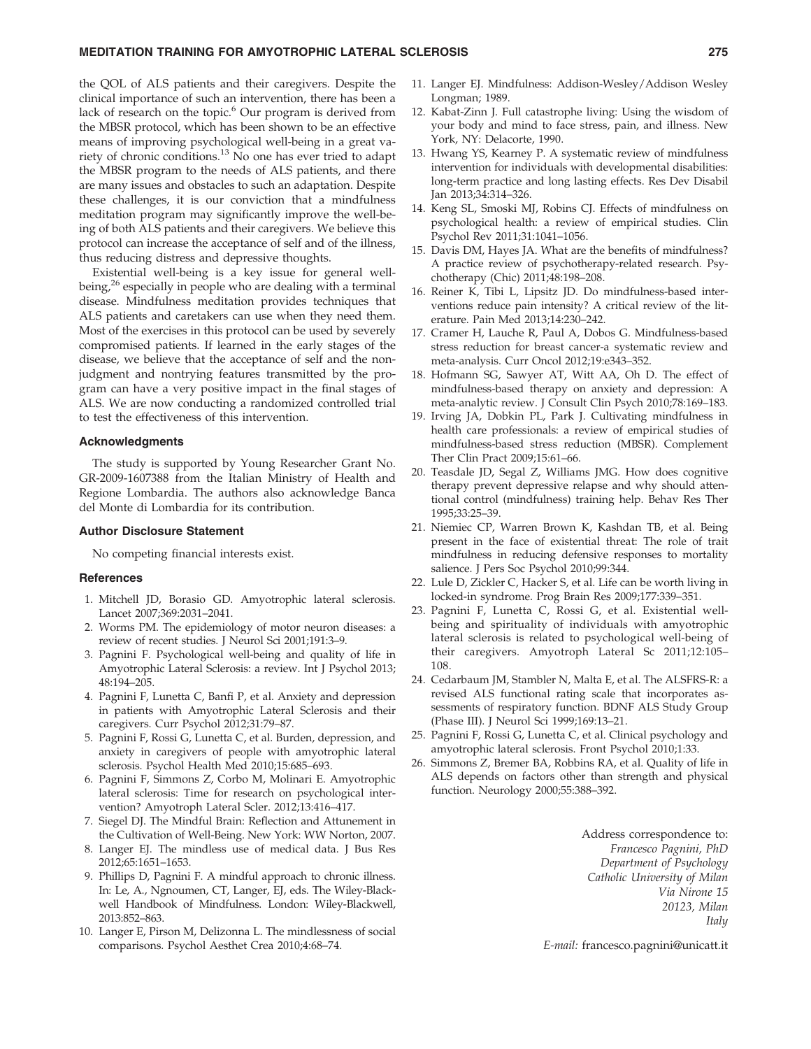the QOL of ALS patients and their caregivers. Despite the clinical importance of such an intervention, there has been a lack of research on the topic.[6] Our program is derived from the MBSR protocol, which has been shown to be an effective means of improving psychological well-being in a great variety of chronic conditions.[13] No one has ever tried to adapt the MBSR program to the needs of ALS patients, and there are many issues and obstacles to such an adaptation. Despite these challenges, it is our conviction that a mindfulness meditation program may significantly improve the well-being of both ALS patients and their caregivers. We believe this protocol can increase the acceptance of self and of the illness, thus reducing distress and depressive thoughts.

Existential well-being is a key issue for general well-being,[26] especially in people who are dealing with a terminal disease. Mindfulness meditation provides techniques that ALS patients and caretakers can use when they need them. Most of the exercises in this protocol can be used by severely compromised patients. If learned in the early stages of the disease, we believe that the acceptance of self and the nonjudgment and nontrying features transmitted by the program can have a very positive impact in the final stages of ALS. We are now conducting a randomized controlled trial to test the effectiveness of this intervention.

### Acknowledgments

The study is supported by Young Researcher Grant No. GR-2009-1607388 from the Italian Ministry of Health and Regione Lombardia. The authors also acknowledge Banca del Monte di Lombardia for its contribution.

### Author Disclosure Statement

No competing financial interests exist.

### References

1. Mitchell JD, Borasio GD. Amyotrophic lateral sclerosis. Lancet 2007;369:2031–2041.
2. Worms PM. The epidemiology of motor neuron diseases: a review of recent studies. J Neurol Sci 2001;191:3–9.
3. Pagnini F. Psychological well-being and quality of life in Amyotrophic Lateral Sclerosis: a review. Int J Psychol 2013; 48:194–205.
4. Pagnini F, Lunetta C, Banfi P, et al. Anxiety and depression in patients with Amyotrophic Lateral Sclerosis and their caregivers. Curr Psychol 2012;31:79–87.
5. Pagnini F, Rossi G, Lunetta C, et al. Burden, depression, and anxiety in caregivers of people with amyotrophic lateral sclerosis. Psychol Health Med 2010;15:685–693.
6. Pagnini F, Simmons Z, Corbo M, Molinari E. Amyotrophic lateral sclerosis: Time for research on psychological intervention? Amyotroph Lateral Scler. 2012;13:416–417.
7. Siegel DJ. The Mindful Brain: Reflection and Attunement in the Cultivation of Well-Being. New York: WW Norton, 2007.
8. Langer EJ. The mindless use of medical data. J Bus Res 2012;65:1651–1653.
9. Phillips D, Pagnini F. A mindful approach to chronic illness. In: Le, A., Ngnoumen, CT, Langer, EJ, eds. The Wiley-Blackwell Handbook of Mindfulness. London: Wiley-Blackwell, 2013:852–863.
10. Langer E, Pirson M, Delizonna L. The mindlessness of social comparisons. Psychol Aesthet Crea 2010;4:68–74.
11. Langer EJ. Mindfulness: Addison-Wesley/Addison Wesley Longman; 1989.
12. Kabat-Zinn J. Full catastrophe living: Using the wisdom of your body and mind to face stress, pain, and illness. New York, NY: Delacorte, 1990.
13. Hwang YS, Kearney P. A systematic review of mindfulness intervention for individuals with developmental disabilities: long-term practice and long lasting effects. Res Dev Disabil Jan 2013;34:314–326.
14. Keng SL, Smoski MJ, Robins CJ. Effects of mindfulness on psychological health: a review of empirical studies. Clin Psychol Rev 2011;31:1041–1056.
15. Davis DM, Hayes JA. What are the benefits of mindfulness? A practice review of psychotherapy-related research. Psychotherapy (Chic) 2011;48:198–208.
16. Reiner K, Tibi L, Lipsitz JD. Do mindfulness-based interventions reduce pain intensity? A critical review of the literature. Pain Med 2013;14:230–242.
17. Cramer H, Lauche R, Paul A, Dobos G. Mindfulness-based stress reduction for breast cancer-a systematic review and meta-analysis. Curr Oncol 2012;19:e343–352.
18. Hofmann SG, Sawyer AT, Witt AA, Oh D. The effect of mindfulness-based therapy on anxiety and depression: A meta-analytic review. J Consult Clin Psych 2010;78:169–183.
19. Irving JA, Dobkin PL, Park J. Cultivating mindfulness in health care professionals: a review of empirical studies of mindfulness-based stress reduction (MBSR). Complement Ther Clin Pract 2009;15:61–66.
20. Teasdale JD, Segal Z, Williams JMG. How does cognitive therapy prevent depressive relapse and why should attentional control (mindfulness) training help. Behav Res Ther 1995;33:25–39.
21. Niemiec CP, Warren Brown K, Kashdan TB, et al. Being present in the face of existential threat: The role of trait mindfulness in reducing defensive responses to mortality salience. J Pers Soc Psychol 2010;99:344.
22. Lule D, Zickler C, Hacker S, et al. Life can be worth living in locked-in syndrome. Prog Brain Res 2009;177:339–351.
23. Pagnini F, Lunetta C, Rossi G, et al. Existential well-being and spirituality of individuals with amyotrophic lateral sclerosis is related to psychological well-being of their caregivers. Amyotroph Lateral Sc 2011;12:105–108.
24. Cedarbaum JM, Stambler N, Malta E, et al. The ALSFRS-R: a revised ALS functional rating scale that incorporates assessments of respiratory function. BDNF ALS Study Group (Phase III). J Neurol Sci 1999;169:13–21.
25. Pagnini F, Rossi G, Lunetta C, et al. Clinical psychology and amyotrophic lateral sclerosis. Front Psychol 2010;1:33.
26. Simmons Z, Bremer BA, Robbins RA, et al. Quality of life in ALS depends on factors other than strength and physical function. Neurology 2000;55:388–392.

Address correspondence to:
*Francesco Pagnini, PhD*
*Department of Psychology*
*Catholic University of Milan*
*Via Nirone 15*
*20123, Milan*
*Italy*

*E-mail:* francesco.pagnini@unicatt.it